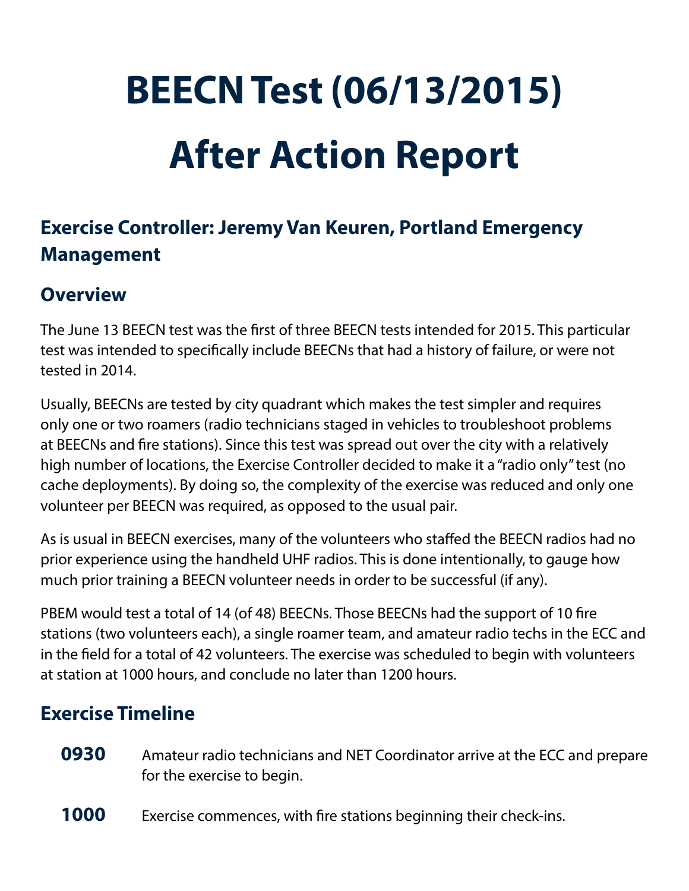# BEECN Test (06/13/2015)
# After Action Report

## Exercise Controller: Jeremy Van Keuren, Portland Emergency Management

## Overview

The June 13 BEECN test was the first of three BEECN tests intended for 2015. This particular test was intended to specifically include BEECNs that had a history of failure, or were not tested in 2014.

Usually, BEECNs are tested by city quadrant which makes the test simpler and requires only one or two roamers (radio technicians staged in vehicles to troubleshoot problems at BEECNs and fire stations). Since this test was spread out over the city with a relatively high number of locations, the Exercise Controller decided to make it a "radio only" test (no cache deployments). By doing so, the complexity of the exercise was reduced and only one volunteer per BEECN was required, as opposed to the usual pair.

As is usual in BEECN exercises, many of the volunteers who staffed the BEECN radios had no prior experience using the handheld UHF radios. This is done intentionally, to gauge how much prior training a BEECN volunteer needs in order to be successful (if any).

PBEM would test a total of 14 (of 48) BEECNs. Those BEECNs had the support of 10 fire stations (two volunteers each), a single roamer team, and amateur radio techs in the ECC and in the field for a total of 42 volunteers. The exercise was scheduled to begin with volunteers at station at 1000 hours, and conclude no later than 1200 hours.

## Exercise Timeline

**0930** Amateur radio technicians and NET Coordinator arrive at the ECC and prepare for the exercise to begin.

**1000** Exercise commences, with fire stations beginning their check-ins.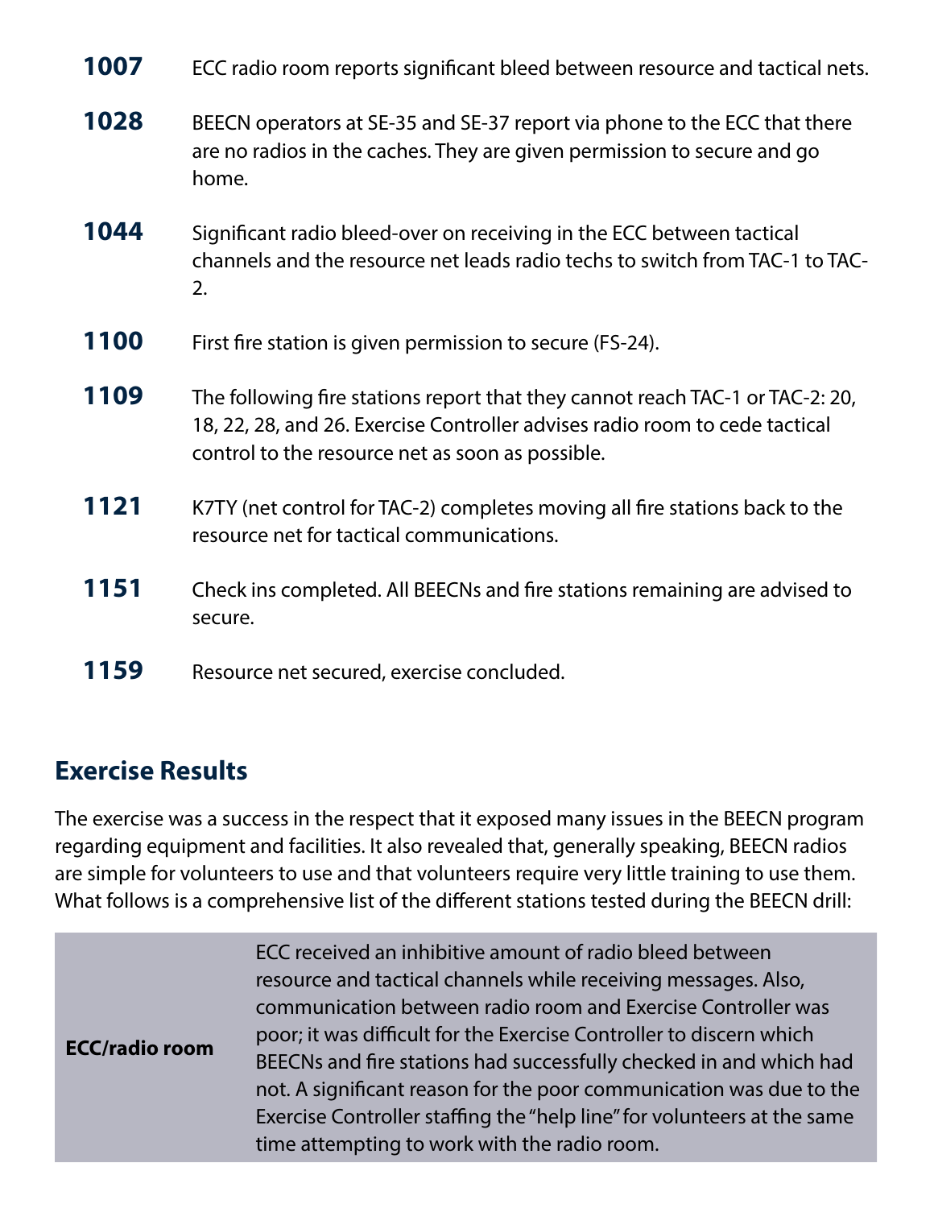**1007** ECC radio room reports significant bleed between resource and tactical nets.

**1028** BEECN operators at SE-35 and SE-37 report via phone to the ECC that there are no radios in the caches. They are given permission to secure and go home.

**1044** Significant radio bleed-over on receiving in the ECC between tactical channels and the resource net leads radio techs to switch from TAC-1 to TAC-2.

**1100** First fire station is given permission to secure (FS-24).

**1109** The following fire stations report that they cannot reach TAC-1 or TAC-2: 20, 18, 22, 28, and 26. Exercise Controller advises radio room to cede tactical control to the resource net as soon as possible.

**1121** K7TY (net control for TAC-2) completes moving all fire stations back to the resource net for tactical communications.

**1151** Check ins completed. All BEECNs and fire stations remaining are advised to secure.

**1159** Resource net secured, exercise concluded.

## Exercise Results

The exercise was a success in the respect that it exposed many issues in the BEECN program regarding equipment and facilities. It also revealed that, generally speaking, BEECN radios are simple for volunteers to use and that volunteers require very little training to use them. What follows is a comprehensive list of the different stations tested during the BEECN drill:

| | |
|---|---|
| **ECC/radio room** | ECC received an inhibitive amount of radio bleed between resource and tactical channels while receiving messages. Also, communication between radio room and Exercise Controller was poor; it was difficult for the Exercise Controller to discern which BEECNs and fire stations had successfully checked in and which had not. A significant reason for the poor communication was due to the Exercise Controller staffing the "help line" for volunteers at the same time attempting to work with the radio room. |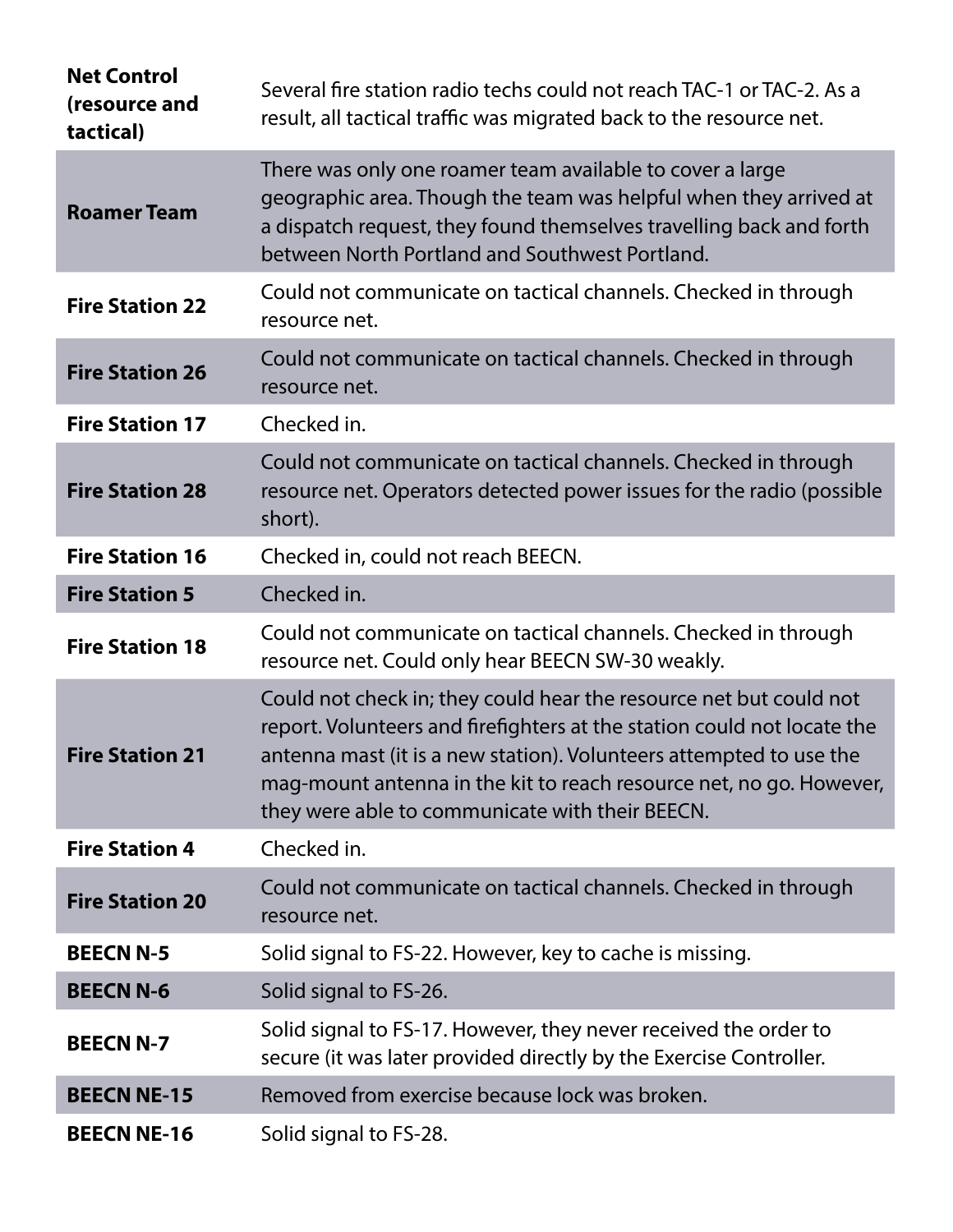| | |
|---|---|
| **Net Control (resource and tactical)** | Several fire station radio techs could not reach TAC-1 or TAC-2. As a result, all tactical traffic was migrated back to the resource net. |
| **Roamer Team** | There was only one roamer team available to cover a large geographic area. Though the team was helpful when they arrived at a dispatch request, they found themselves travelling back and forth between North Portland and Southwest Portland. |
| **Fire Station 22** | Could not communicate on tactical channels. Checked in through resource net. |
| **Fire Station 26** | Could not communicate on tactical channels. Checked in through resource net. |
| **Fire Station 17** | Checked in. |
| **Fire Station 28** | Could not communicate on tactical channels. Checked in through resource net. Operators detected power issues for the radio (possible short). |
| **Fire Station 16** | Checked in, could not reach BEECN. |
| **Fire Station 5** | Checked in. |
| **Fire Station 18** | Could not communicate on tactical channels. Checked in through resource net. Could only hear BEECN SW-30 weakly. |
| **Fire Station 21** | Could not check in; they could hear the resource net but could not report. Volunteers and firefighters at the station could not locate the antenna mast (it is a new station). Volunteers attempted to use the mag-mount antenna in the kit to reach resource net, no go. However, they were able to communicate with their BEECN. |
| **Fire Station 4** | Checked in. |
| **Fire Station 20** | Could not communicate on tactical channels. Checked in through resource net. |
| **BEECN N-5** | Solid signal to FS-22. However, key to cache is missing. |
| **BEECN N-6** | Solid signal to FS-26. |
| **BEECN N-7** | Solid signal to FS-17. However, they never received the order to secure (it was later provided directly by the Exercise Controller. |
| **BEECN NE-15** | Removed from exercise because lock was broken. |
| **BEECN NE-16** | Solid signal to FS-28. |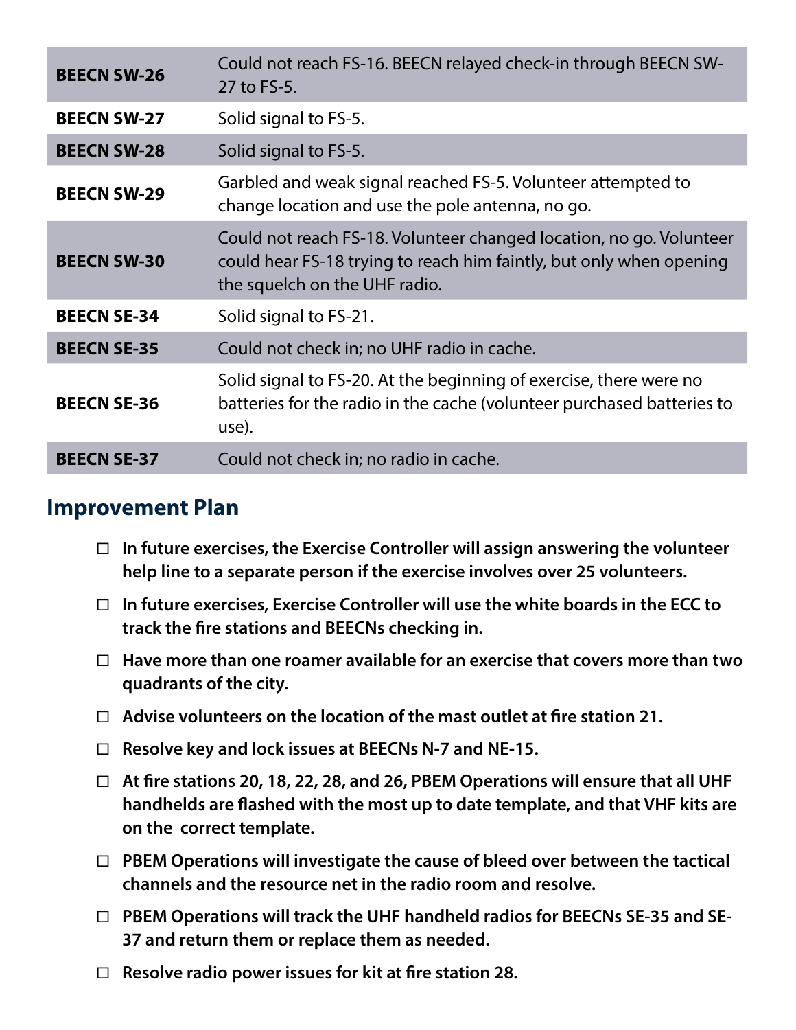| | |
|---|---|
| **BEECN SW-26** | Could not reach FS-16. BEECN relayed check-in through BEECN SW-27 to FS-5. |
| **BEECN SW-27** | Solid signal to FS-5. |
| **BEECN SW-28** | Solid signal to FS-5. |
| **BEECN SW-29** | Garbled and weak signal reached FS-5. Volunteer attempted to change location and use the pole antenna, no go. |
| **BEECN SW-30** | Could not reach FS-18. Volunteer changed location, no go. Volunteer could hear FS-18 trying to reach him faintly, but only when opening the squelch on the UHF radio. |
| **BEECN SE-34** | Solid signal to FS-21. |
| **BEECN SE-35** | Could not check in; no UHF radio in cache. |
| **BEECN SE-36** | Solid signal to FS-20. At the beginning of exercise, there were no batteries for the radio in the cache (volunteer purchased batteries to use). |
| **BEECN SE-37** | Could not check in; no radio in cache. |

## Improvement Plan

- ☐ **In future exercises, the Exercise Controller will assign answering the volunteer help line to a separate person if the exercise involves over 25 volunteers.**
- ☐ **In future exercises, Exercise Controller will use the white boards in the ECC to track the fire stations and BEECNs checking in.**
- ☐ **Have more than one roamer available for an exercise that covers more than two quadrants of the city.**
- ☐ **Advise volunteers on the location of the mast outlet at fire station 21.**
- ☐ **Resolve key and lock issues at BEECNs N-7 and NE-15.**
- ☐ **At fire stations 20, 18, 22, 28, and 26, PBEM Operations will ensure that all UHF handhelds are flashed with the most up to date template, and that VHF kits are on the correct template.**
- ☐ **PBEM Operations will investigate the cause of bleed over between the tactical channels and the resource net in the radio room and resolve.**
- ☐ **PBEM Operations will track the UHF handheld radios for BEECNs SE-35 and SE-37 and return them or replace them as needed.**
- ☐ **Resolve radio power issues for kit at fire station 28.**